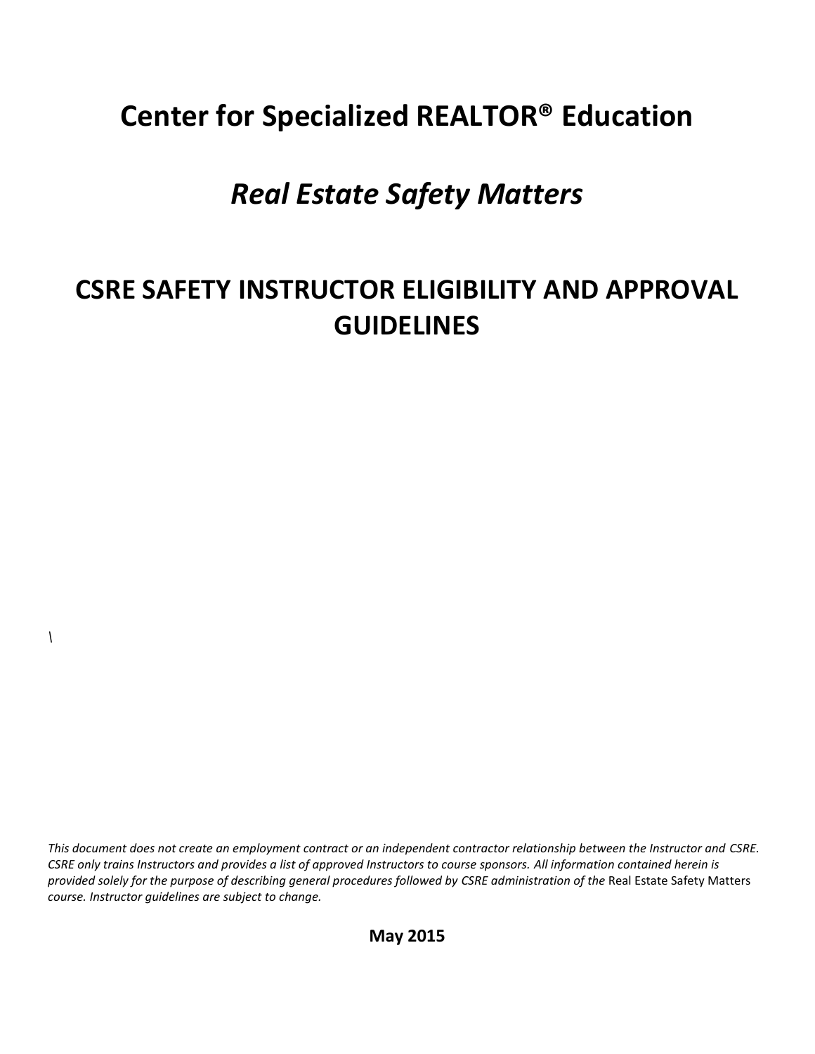# Center for Specialized REALTOR® Education

## *Real Estate Safety Matters*

## CSRE SAFETY INSTRUCTOR ELIGIBILITY AND APPROVAL GUIDELINES

\

*This document does not create an employment contract or an independent contractor relationship between the Instructor and CSRE. CSRE only trains Instructors and provides a list of approved Instructors to course sponsors. All information contained herein is provided solely for the purpose of describing general procedures followed by CSRE administration of the* Real Estate Safety Matters *course. Instructor guidelines are subject to change.*

**May 2015**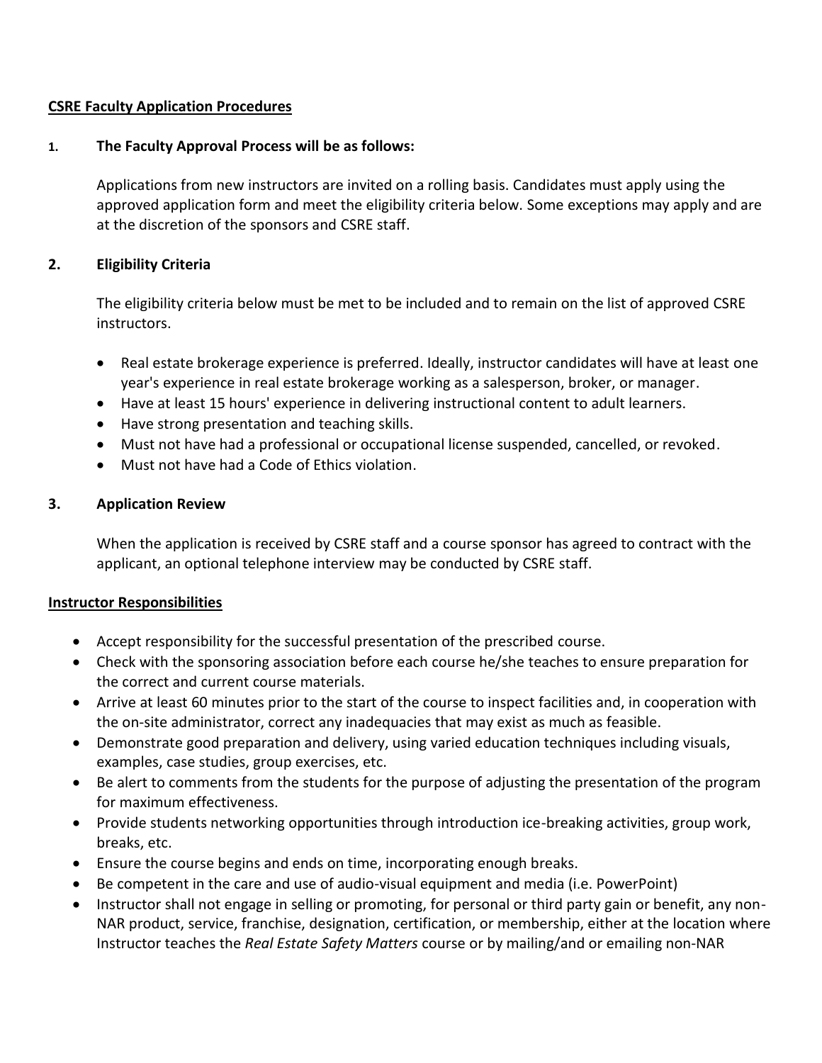## CSRE Faculty Application Procedures

### 1. The Faculty Approval Process will be as follows:

Applications from new instructors are invited on a rolling basis. Candidates must apply using the approved application form and meet the eligibility criteria below. Some exceptions may apply and are at the discretion of the sponsors and CSRE staff.

### 2. Eligibility Criteria

The eligibility criteria below must be met to be included and to remain on the list of approved CSRE instructors.

- Real estate brokerage experience is preferred. Ideally, instructor candidates will have at least one year's experience in real estate brokerage working as a salesperson, broker, or manager.
- Have at least 15 hours' experience in delivering instructional content to adult learners.
- Have strong presentation and teaching skills.
- Must not have had a professional or occupational license suspended, cancelled, or revoked.
- Must not have had a Code of Ethics violation.

### 3. Application Review

When the application is received by CSRE staff and a course sponsor has agreed to contract with the applicant, an optional telephone interview may be conducted by CSRE staff.

## Instructor Responsibilities

- Accept responsibility for the successful presentation of the prescribed course.
- Check with the sponsoring association before each course he/she teaches to ensure preparation for the correct and current course materials.
- Arrive at least 60 minutes prior to the start of the course to inspect facilities and, in cooperation with the on-site administrator, correct any inadequacies that may exist as much as feasible.
- Demonstrate good preparation and delivery, using varied education techniques including visuals, examples, case studies, group exercises, etc.
- Be alert to comments from the students for the purpose of adjusting the presentation of the program for maximum effectiveness.
- Provide students networking opportunities through introduction ice-breaking activities, group work, breaks, etc.
- Ensure the course begins and ends on time, incorporating enough breaks.
- Be competent in the care and use of audio-visual equipment and media (i.e. PowerPoint)
- Instructor shall not engage in selling or promoting, for personal or third party gain or benefit, any non-NAR product, service, franchise, designation, certification, or membership, either at the location where Instructor teaches the *Real Estate Safety Matters* course or by mailing/and or emailing non-NAR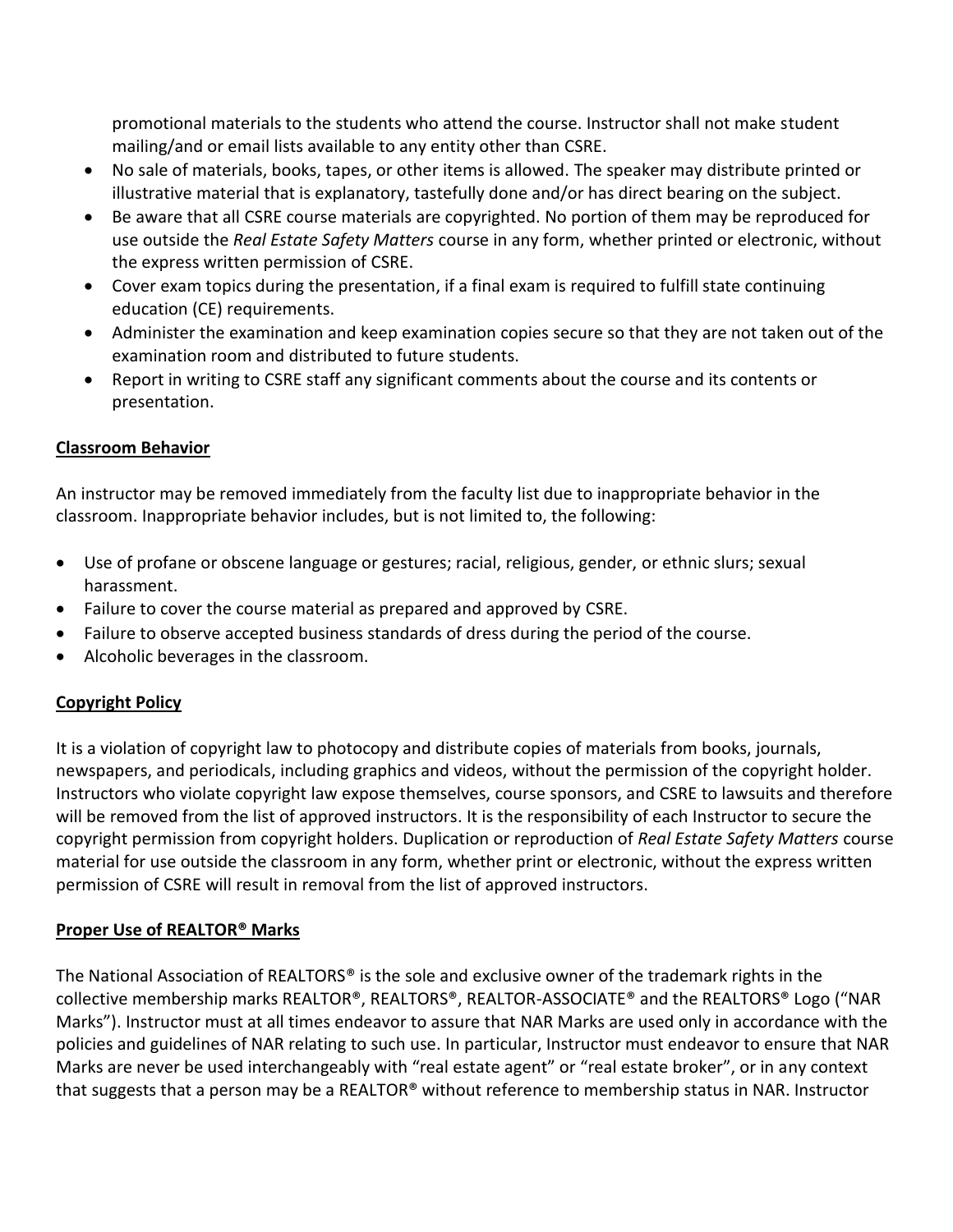promotional materials to the students who attend the course. Instructor shall not make student mailing/and or email lists available to any entity other than CSRE.

- No sale of materials, books, tapes, or other items is allowed. The speaker may distribute printed or illustrative material that is explanatory, tastefully done and/or has direct bearing on the subject.
- Be aware that all CSRE course materials are copyrighted. No portion of them may be reproduced for use outside the *Real Estate Safety Matters* course in any form, whether printed or electronic, without the express written permission of CSRE.
- Cover exam topics during the presentation, if a final exam is required to fulfill state continuing education (CE) requirements.
- Administer the examination and keep examination copies secure so that they are not taken out of the examination room and distributed to future students.
- Report in writing to CSRE staff any significant comments about the course and its contents or presentation.

## Classroom Behavior

An instructor may be removed immediately from the faculty list due to inappropriate behavior in the classroom. Inappropriate behavior includes, but is not limited to, the following:

- Use of profane or obscene language or gestures; racial, religious, gender, or ethnic slurs; sexual harassment.
- Failure to cover the course material as prepared and approved by CSRE.
- Failure to observe accepted business standards of dress during the period of the course.
- Alcoholic beverages in the classroom.

## Copyright Policy

It is a violation of copyright law to photocopy and distribute copies of materials from books, journals, newspapers, and periodicals, including graphics and videos, without the permission of the copyright holder. Instructors who violate copyright law expose themselves, course sponsors, and CSRE to lawsuits and therefore will be removed from the list of approved instructors. It is the responsibility of each Instructor to secure the copyright permission from copyright holders. Duplication or reproduction of *Real Estate Safety Matters* course material for use outside the classroom in any form, whether print or electronic, without the express written permission of CSRE will result in removal from the list of approved instructors.

## Proper Use of REALTOR® Marks

The National Association of REALTORS® is the sole and exclusive owner of the trademark rights in the collective membership marks REALTOR®, REALTORS®, REALTOR-ASSOCIATE® and the REALTORS® Logo ("NAR Marks"). Instructor must at all times endeavor to assure that NAR Marks are used only in accordance with the policies and guidelines of NAR relating to such use. In particular, Instructor must endeavor to ensure that NAR Marks are never be used interchangeably with "real estate agent" or "real estate broker", or in any context that suggests that a person may be a REALTOR® without reference to membership status in NAR. Instructor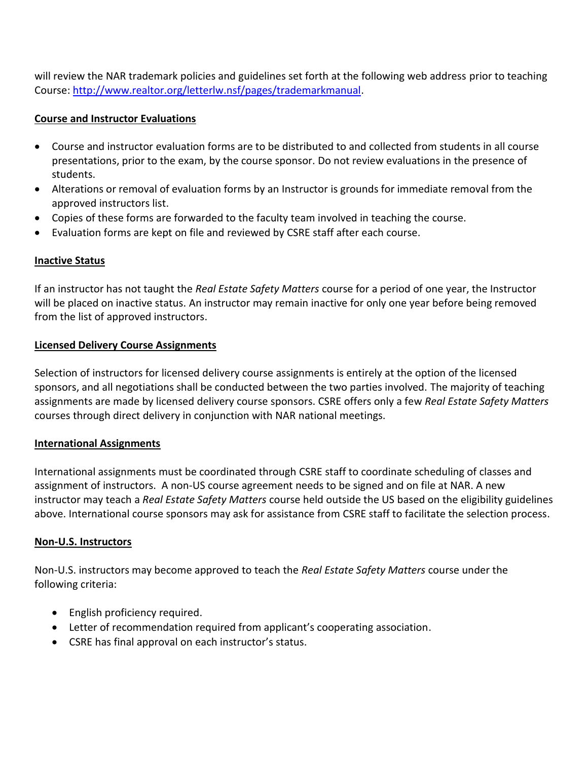will review the NAR trademark policies and guidelines set forth at the following web address prior to teaching Course: [http://www.realtor.org/letterlw.nsf/pages/trademarkmanual](http://www.realtor.org/letterlw.nsf/pages/trademarkmanual).

**Course and Instructor Evaluations**

- Course and instructor evaluation forms are to be distributed to and collected from students in all course presentations, prior to the exam, by the course sponsor. Do not review evaluations in the presence of students.
- Alterations or removal of evaluation forms by an Instructor is grounds for immediate removal from the approved instructors list.
- Copies of these forms are forwarded to the faculty team involved in teaching the course.
- Evaluation forms are kept on file and reviewed by CSRE staff after each course.

**Inactive Status**

If an instructor has not taught the *Real Estate Safety Matters* course for a period of one year, the Instructor will be placed on inactive status. An instructor may remain inactive for only one year before being removed from the list of approved instructors.

**Licensed Delivery Course Assignments**

Selection of instructors for licensed delivery course assignments is entirely at the option of the licensed sponsors, and all negotiations shall be conducted between the two parties involved. The majority of teaching assignments are made by licensed delivery course sponsors. CSRE offers only a few *Real Estate Safety Matters* courses through direct delivery in conjunction with NAR national meetings.

**International Assignments**

International assignments must be coordinated through CSRE staff to coordinate scheduling of classes and assignment of instructors. A non-US course agreement needs to be signed and on file at NAR. A new instructor may teach a *Real Estate Safety Matters* course held outside the US based on the eligibility guidelines above. International course sponsors may ask for assistance from CSRE staff to facilitate the selection process.

**Non-U.S. Instructors**

Non-U.S. instructors may become approved to teach the *Real Estate Safety Matters* course under the following criteria:

- English proficiency required.
- Letter of recommendation required from applicant's cooperating association.
- CSRE has final approval on each instructor's status.